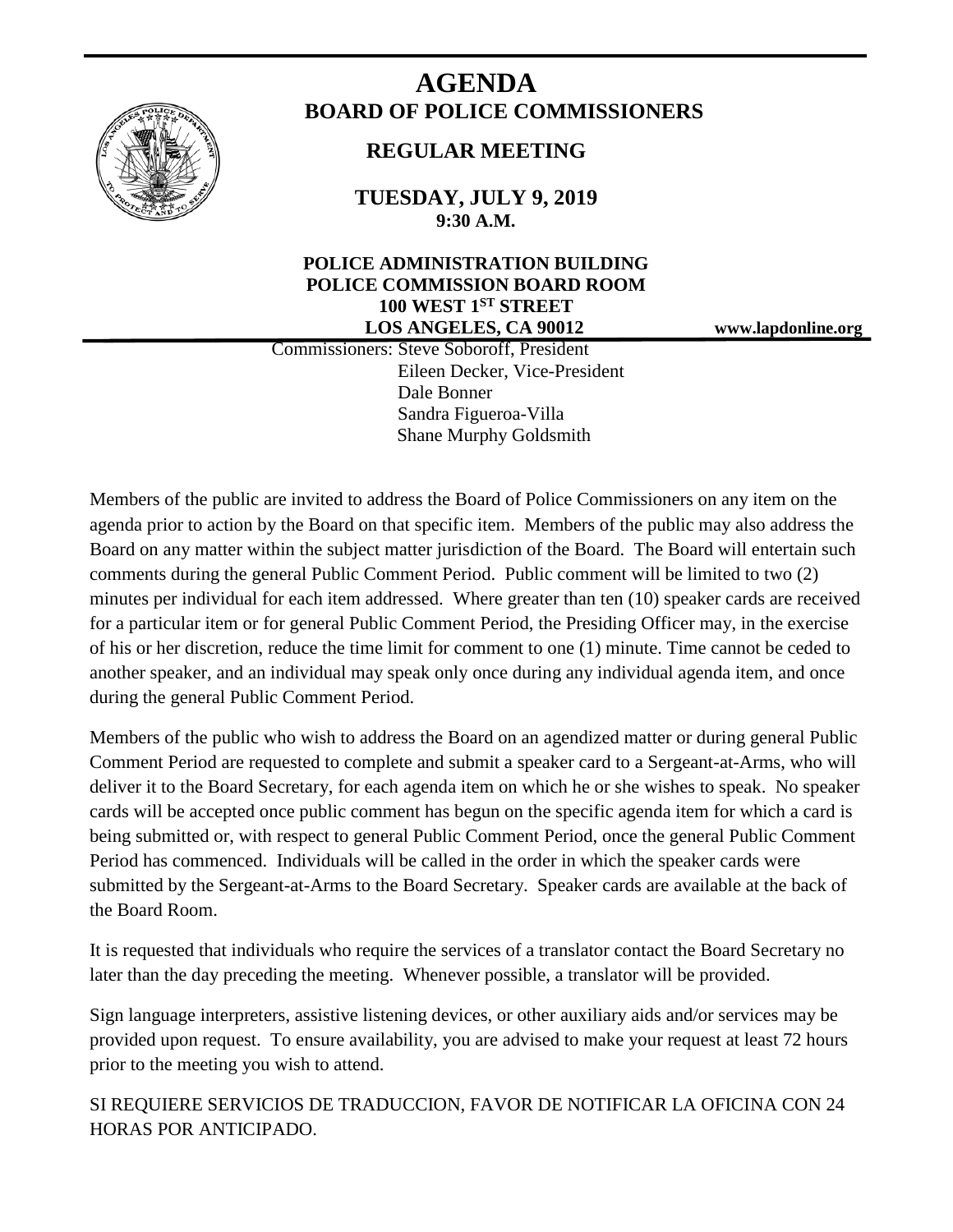# AGENDA

## BOARD OF POLICE COMMISSIONERS

### REGULAR MEETING

**TUESDAY, JULY 9, 2019**
**9:30 A.M.**

**POLICE ADMINISTRATION BUILDING**
**POLICE COMMISSION BOARD ROOM**
**100 WEST 1ST STREET**
**LOS ANGELES, CA 90012**

**www.lapdonline.org**

Commissioners: Steve Soboroff, President
Eileen Decker, Vice-President
Dale Bonner
Sandra Figueroa-Villa
Shane Murphy Goldsmith

Members of the public are invited to address the Board of Police Commissioners on any item on the agenda prior to action by the Board on that specific item. Members of the public may also address the Board on any matter within the subject matter jurisdiction of the Board. The Board will entertain such comments during the general Public Comment Period. Public comment will be limited to two (2) minutes per individual for each item addressed. Where greater than ten (10) speaker cards are received for a particular item or for general Public Comment Period, the Presiding Officer may, in the exercise of his or her discretion, reduce the time limit for comment to one (1) minute. Time cannot be ceded to another speaker, and an individual may speak only once during any individual agenda item, and once during the general Public Comment Period.

Members of the public who wish to address the Board on an agendized matter or during general Public Comment Period are requested to complete and submit a speaker card to a Sergeant-at-Arms, who will deliver it to the Board Secretary, for each agenda item on which he or she wishes to speak. No speaker cards will be accepted once public comment has begun on the specific agenda item for which a card is being submitted or, with respect to general Public Comment Period, once the general Public Comment Period has commenced. Individuals will be called in the order in which the speaker cards were submitted by the Sergeant-at-Arms to the Board Secretary. Speaker cards are available at the back of the Board Room.

It is requested that individuals who require the services of a translator contact the Board Secretary no later than the day preceding the meeting. Whenever possible, a translator will be provided.

Sign language interpreters, assistive listening devices, or other auxiliary aids and/or services may be provided upon request. To ensure availability, you are advised to make your request at least 72 hours prior to the meeting you wish to attend.

SI REQUIERE SERVICIOS DE TRADUCCION, FAVOR DE NOTIFICAR LA OFICINA CON 24 HORAS POR ANTICIPADO.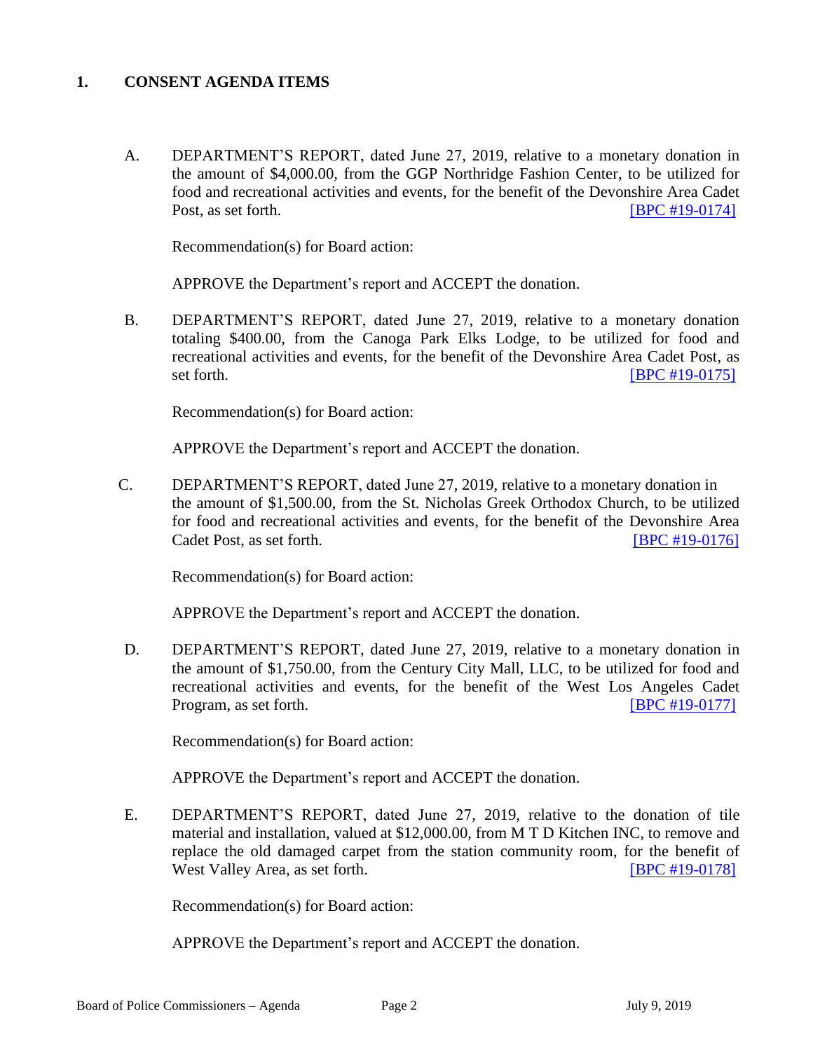## 1. CONSENT AGENDA ITEMS

A. DEPARTMENT'S REPORT, dated June 27, 2019, relative to a monetary donation in the amount of $4,000.00, from the GGP Northridge Fashion Center, to be utilized for food and recreational activities and events, for the benefit of the Devonshire Area Cadet Post, as set forth. [BPC #19-0174]

Recommendation(s) for Board action:

APPROVE the Department's report and ACCEPT the donation.

B. DEPARTMENT'S REPORT, dated June 27, 2019, relative to a monetary donation totaling $400.00, from the Canoga Park Elks Lodge, to be utilized for food and recreational activities and events, for the benefit of the Devonshire Area Cadet Post, as set forth. [BPC #19-0175]

Recommendation(s) for Board action:

APPROVE the Department's report and ACCEPT the donation.

C. DEPARTMENT'S REPORT, dated June 27, 2019, relative to a monetary donation in the amount of $1,500.00, from the St. Nicholas Greek Orthodox Church, to be utilized for food and recreational activities and events, for the benefit of the Devonshire Area Cadet Post, as set forth. [BPC #19-0176]

Recommendation(s) for Board action:

APPROVE the Department's report and ACCEPT the donation.

D. DEPARTMENT'S REPORT, dated June 27, 2019, relative to a monetary donation in the amount of $1,750.00, from the Century City Mall, LLC, to be utilized for food and recreational activities and events, for the benefit of the West Los Angeles Cadet Program, as set forth. [BPC #19-0177]

Recommendation(s) for Board action:

APPROVE the Department's report and ACCEPT the donation.

E. DEPARTMENT'S REPORT, dated June 27, 2019, relative to the donation of tile material and installation, valued at $12,000.00, from M T D Kitchen INC, to remove and replace the old damaged carpet from the station community room, for the benefit of West Valley Area, as set forth. [BPC #19-0178]

Recommendation(s) for Board action:

APPROVE the Department's report and ACCEPT the donation.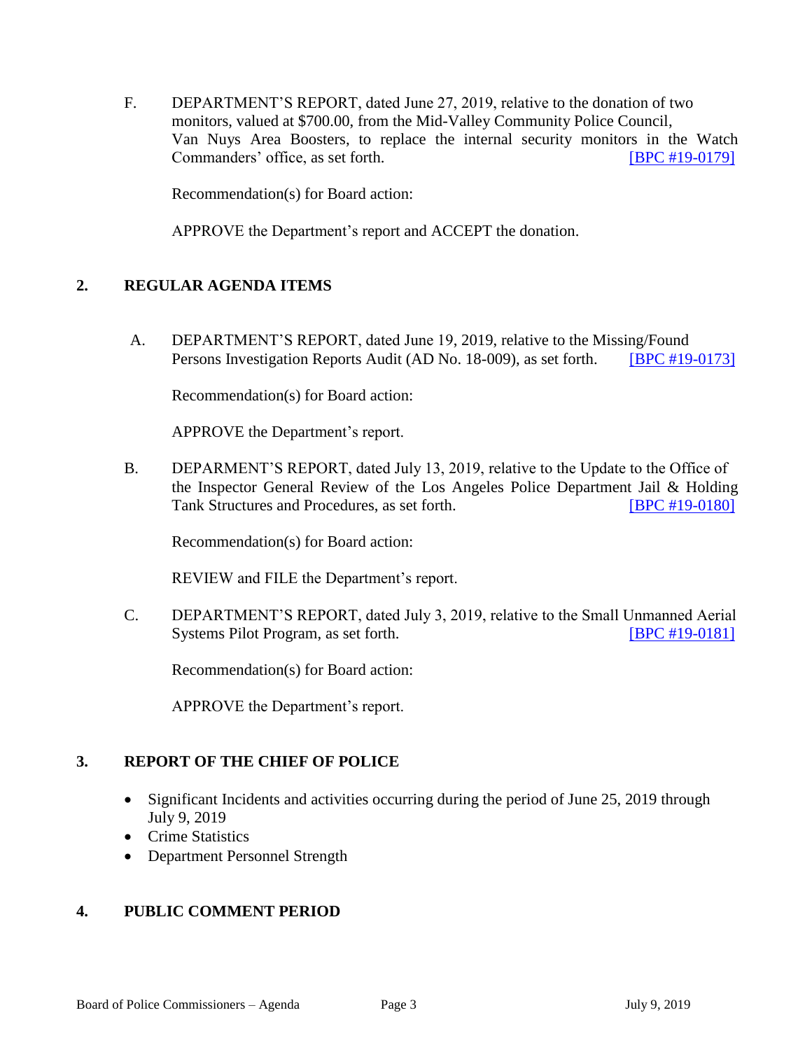F. DEPARTMENT'S REPORT, dated June 27, 2019, relative to the donation of two monitors, valued at $700.00, from the Mid-Valley Community Police Council, Van Nuys Area Boosters, to replace the internal security monitors in the Watch Commanders' office, as set forth. [BPC #19-0179]

Recommendation(s) for Board action:

APPROVE the Department's report and ACCEPT the donation.

## 2. REGULAR AGENDA ITEMS

A. DEPARTMENT'S REPORT, dated June 19, 2019, relative to the Missing/Found Persons Investigation Reports Audit (AD No. 18-009), as set forth. [BPC #19-0173]

Recommendation(s) for Board action:

APPROVE the Department's report.

B. DEPARMENT'S REPORT, dated July 13, 2019, relative to the Update to the Office of the Inspector General Review of the Los Angeles Police Department Jail & Holding Tank Structures and Procedures, as set forth. [BPC #19-0180]

Recommendation(s) for Board action:

REVIEW and FILE the Department's report.

C. DEPARTMENT'S REPORT, dated July 3, 2019, relative to the Small Unmanned Aerial Systems Pilot Program, as set forth. [BPC #19-0181]

Recommendation(s) for Board action:

APPROVE the Department's report.

## 3. REPORT OF THE CHIEF OF POLICE

- Significant Incidents and activities occurring during the period of June 25, 2019 through July 9, 2019
- Crime Statistics
- Department Personnel Strength

## 4. PUBLIC COMMENT PERIOD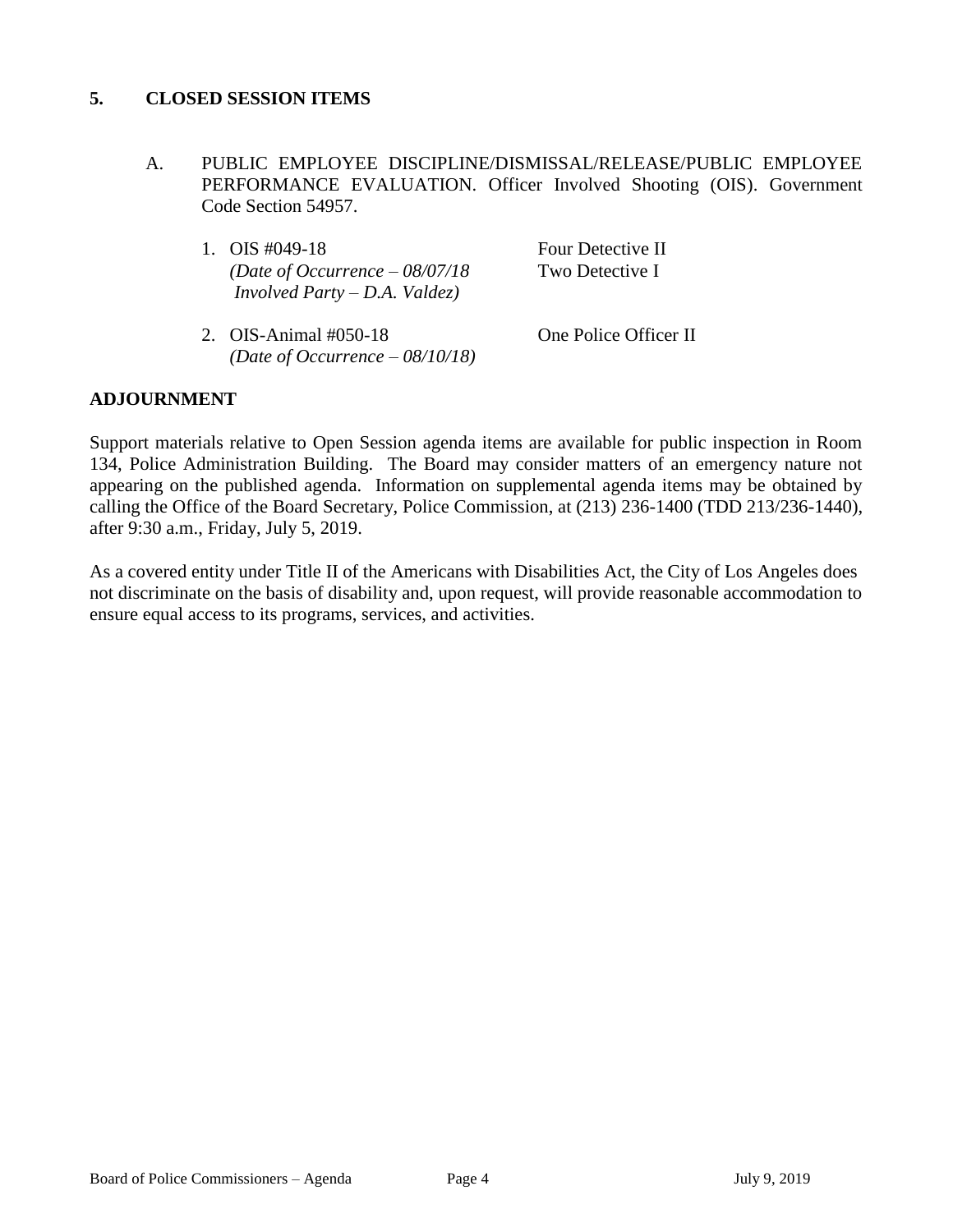## 5. CLOSED SESSION ITEMS

A. PUBLIC EMPLOYEE DISCIPLINE/DISMISSAL/RELEASE/PUBLIC EMPLOYEE PERFORMANCE EVALUATION. Officer Involved Shooting (OIS). Government Code Section 54957.

1. OIS #049-18 — Four Detective II, Two Detective I
   *(Date of Occurrence – 08/07/18*
   *Involved Party – D.A. Valdez)*

2. OIS-Animal #050-18 — One Police Officer II
   *(Date of Occurrence – 08/10/18)*

## ADJOURNMENT

Support materials relative to Open Session agenda items are available for public inspection in Room 134, Police Administration Building. The Board may consider matters of an emergency nature not appearing on the published agenda. Information on supplemental agenda items may be obtained by calling the Office of the Board Secretary, Police Commission, at (213) 236-1400 (TDD 213/236-1440), after 9:30 a.m., Friday, July 5, 2019.

As a covered entity under Title II of the Americans with Disabilities Act, the City of Los Angeles does not discriminate on the basis of disability and, upon request, will provide reasonable accommodation to ensure equal access to its programs, services, and activities.